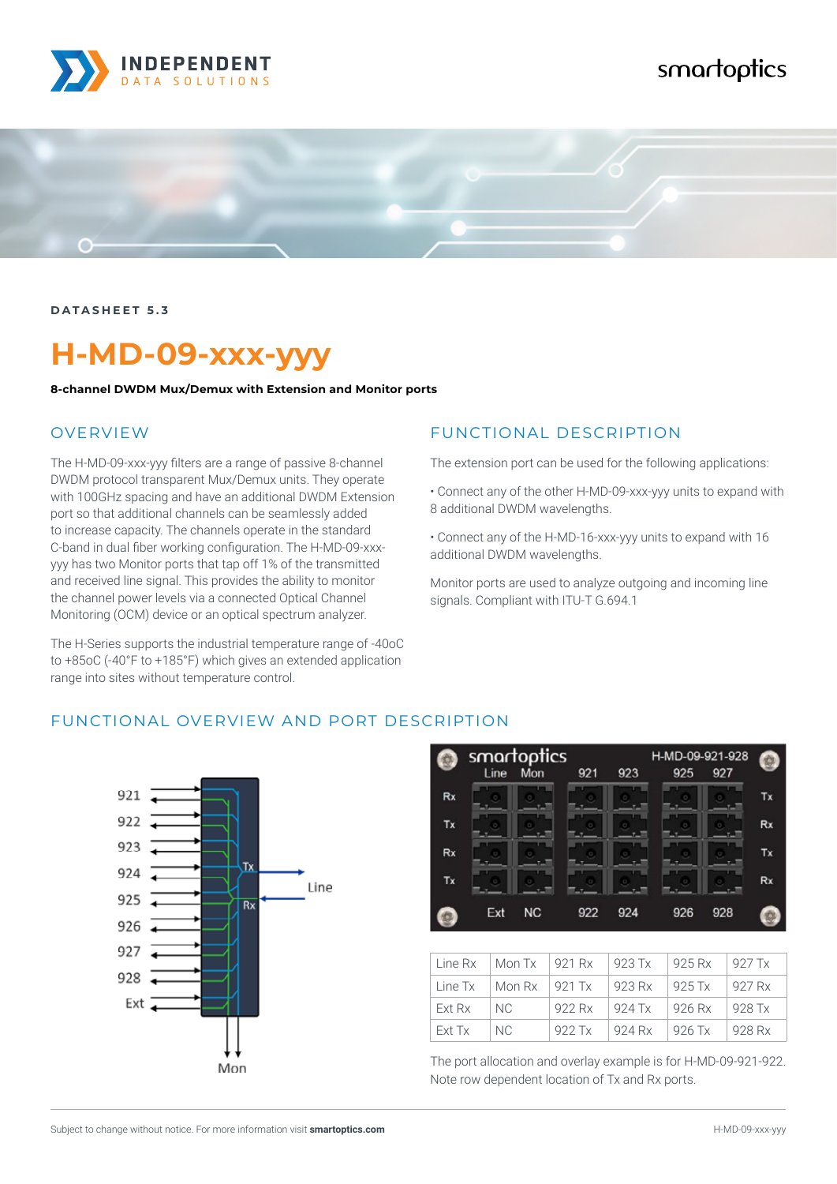DATASHEET 5.3

# H-MD-09-xxx-yyy

**8-channel DWDM Mux/Demux with Extension and Monitor ports**

## OVERVIEW

The H-MD-09-xxx-yyy filters are a range of passive 8-channel DWDM protocol transparent Mux/Demux units. They operate with 100GHz spacing and have an additional DWDM Extension port so that additional channels can be seamlessly added to increase capacity. The channels operate in the standard C-band in dual fiber working configuration. The H-MD-09-xxx-yyy has two Monitor ports that tap off 1% of the transmitted and received line signal. This provides the ability to monitor the channel power levels via a connected Optical Channel Monitoring (OCM) device or an optical spectrum analyzer.

The H-Series supports the industrial temperature range of -40oC to +85oC (-40°F to +185°F) which gives an extended application range into sites without temperature control.

## FUNCTIONAL DESCRIPTION

The extension port can be used for the following applications:

• Connect any of the other H-MD-09-xxx-yyy units to expand with 8 additional DWDM wavelengths.

• Connect any of the H-MD-16-xxx-yyy units to expand with 16 additional DWDM wavelengths.

Monitor ports are used to analyze outgoing and incoming line signals. Compliant with ITU-T G.694.1

## FUNCTIONAL OVERVIEW AND PORT DESCRIPTION

| Line Rx | Mon Tx | 921 Rx | 923 Tx | 925 Rx | 927 Tx |
|---|---|---|---|---|---|
| Line Tx | Mon Rx | 921 Tx | 923 Rx | 925 Tx | 927 Rx |
| Ext Rx | NC | 922 Rx | 924 Tx | 926 Rx | 928 Tx |
| Ext Tx | NC | 922 Tx | 924 Rx | 926 Tx | 928 Rx |

The port allocation and overlay example is for H-MD-09-921-922. Note row dependent location of Tx and Rx ports.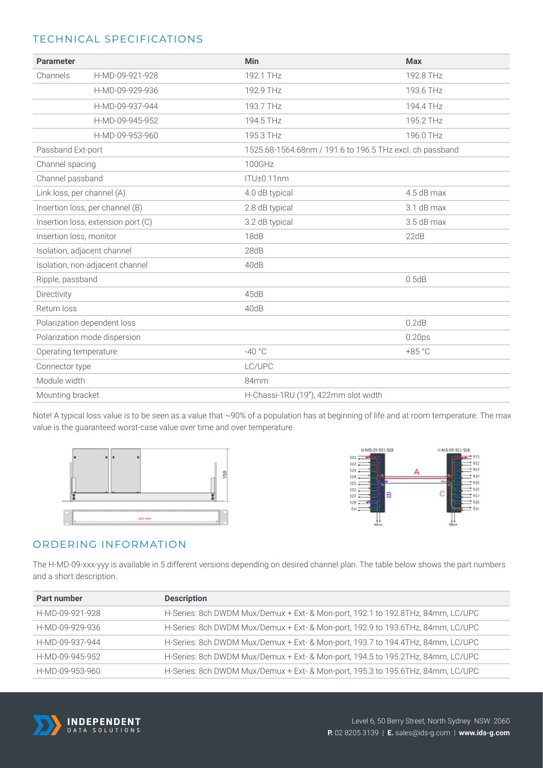## TECHNICAL SPECIFICATIONS

| Parameter | | Min | Max |
|---|---|---|---|
| Channels | H-MD-09-921-928 | 192.1 THz | 192.8 THz |
| | H-MD-09-929-936 | 192.9 THz | 193.6 THz |
| | H-MD-09-937-944 | 193.7 THz | 194.4 THz |
| | H-MD-09-945-952 | 194.5 THz | 195.2 THz |
| | H-MD-09-953-960 | 195.3 THz | 196.0 THz |
| Passband Ext-port | | 1525.68-1564.68nm / 191.6 to 196.5 THz excl. ch passband | |
| Channel spacing | | 100GHz | |
| Channel passband | | ITU±0.11nm | |
| Link loss, per channel (A) | | 4.0 dB typical | 4.5 dB max |
| Insertion loss, per channel (B) | | 2.8 dB typical | 3.1 dB max |
| Insertion loss, extension port (C) | | 3.2 dB typical | 3.5 dB max |
| Insertion loss, monitor | | 18dB | 22dB |
| Isolation, adjacent channel | | 28dB | |
| Isolation, non-adjacent channel | | 40dB | |
| Ripple, passband | | | 0.5dB |
| Directivity | | 45dB | |
| Return loss | | 40dB | |
| Polarization dependent loss | | | 0.2dB |
| Polarization mode dispersion | | | 0.20ps |
| Operating temperature | | -40 °C | +85 °C |
| Connector type | | LC/UPC | |
| Module width | | 84mm | |
| Mounting bracket | | H-Chassi-1RU (19"), 422mm slot width | |

Note! A typical loss value is to be seen as a value that ~90% of a population has at beginning of life and at room temperature. The max value is the guaranteed worst-case value over time and over temperature.

## ORDERING INFORMATION

The H-MD-09-xxx-yyy is available in 5 different versions depending on desired channel plan. The table below shows the part numbers and a short description.

| Part number | Description |
|---|---|
| H-MD-09-921-928 | H-Series: 8ch DWDM Mux/Demux + Ext- & Mon-port, 192.1 to 192.8THz, 84mm, LC/UPC |
| H-MD-09-929-936 | H-Series: 8ch DWDM Mux/Demux + Ext- & Mon-port, 192.9 to 193.6THz, 84mm, LC/UPC |
| H-MD-09-937-944 | H-Series: 8ch DWDM Mux/Demux + Ext- & Mon-port, 193.7 to 194.4THz, 84mm, LC/UPC |
| H-MD-09-945-952 | H-Series: 8ch DWDM Mux/Demux + Ext- & Mon-port, 194.5 to 195.2THz, 84mm, LC/UPC |
| H-MD-09-953-960 | H-Series: 8ch DWDM Mux/Demux + Ext- & Mon-port, 195.3 to 195.6THz, 84mm, LC/UPC |

INDEPENDENT DATA SOLUTIONS

Level 6, 50 Berry Street, North Sydney NSW 2060
**P.** 02 8205 3139 | **E.** sales@ids-g.com | **www.ids-g.com**